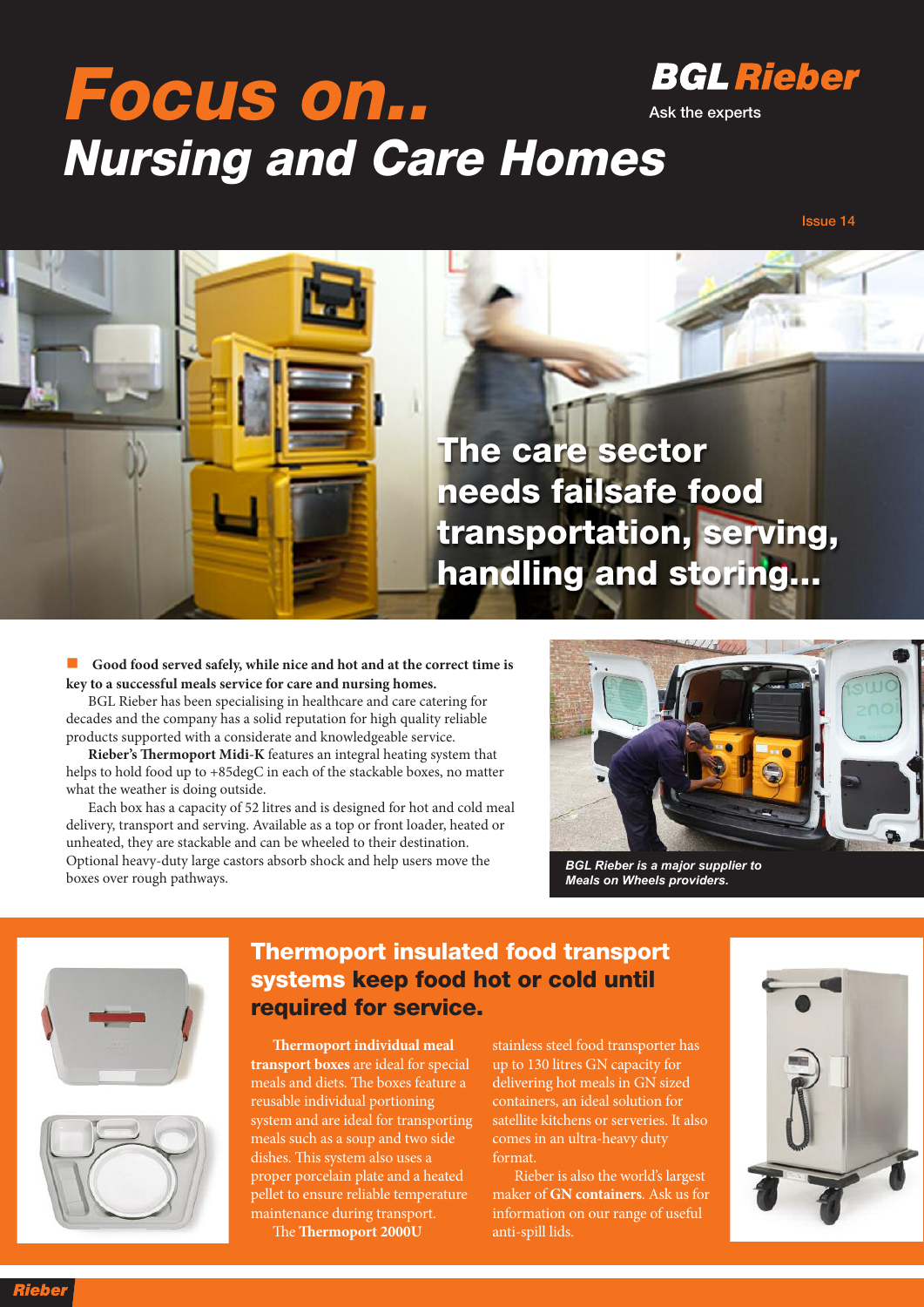# Focus on..

# Nursing and Care Homes

**BGL Rieber**

Ask the experts

## The care sector needs failsafe food transportation, serving, handling and storing...

**Good food served safely, while nice and hot and at the correct time is key to a successful meals service for care and nursing homes.**

BGL Rieber has been specialising in healthcare and care catering for decades and the company has a solid reputation for high quality reliable products supported with a considerate and knowledgeable service.

**Rieber's Thermoport Midi-K** features an integral heating system that helps to hold food up to +85degC in each of the stackable boxes, no matter what the weather is doing outside.

Each box has a capacity of 52 litres and is designed for hot and cold meal delivery, transport and serving. Available as a top or front loader, heated or unheated, they are stackable and can be wheeled to their destination. Optional heavy-duty large castors absorb shock and help users move the boxes over rough pathways.

*BGL Rieber is a major supplier to Meals on Wheels providers.*

## Thermoport insulated food transport systems keep food hot or cold until required for service.

**Thermoport individual meal transport boxes** are ideal for special meals and diets. The boxes feature a reusable individual portioning system and are ideal for transporting meals such as a soup and two side dishes. This system also uses a proper porcelain plate and a heated pellet to ensure reliable temperature maintenance during transport.

The **Thermoport 2000U** stainless steel food transporter has up to 130 litres GN capacity for delivering hot meals in GN sized containers, an ideal solution for satellite kitchens or serveries. It also comes in an ultra-heavy duty format.

Rieber is also the world's largest maker of **GN containers**. Ask us for information on our range of useful anti-spill lids.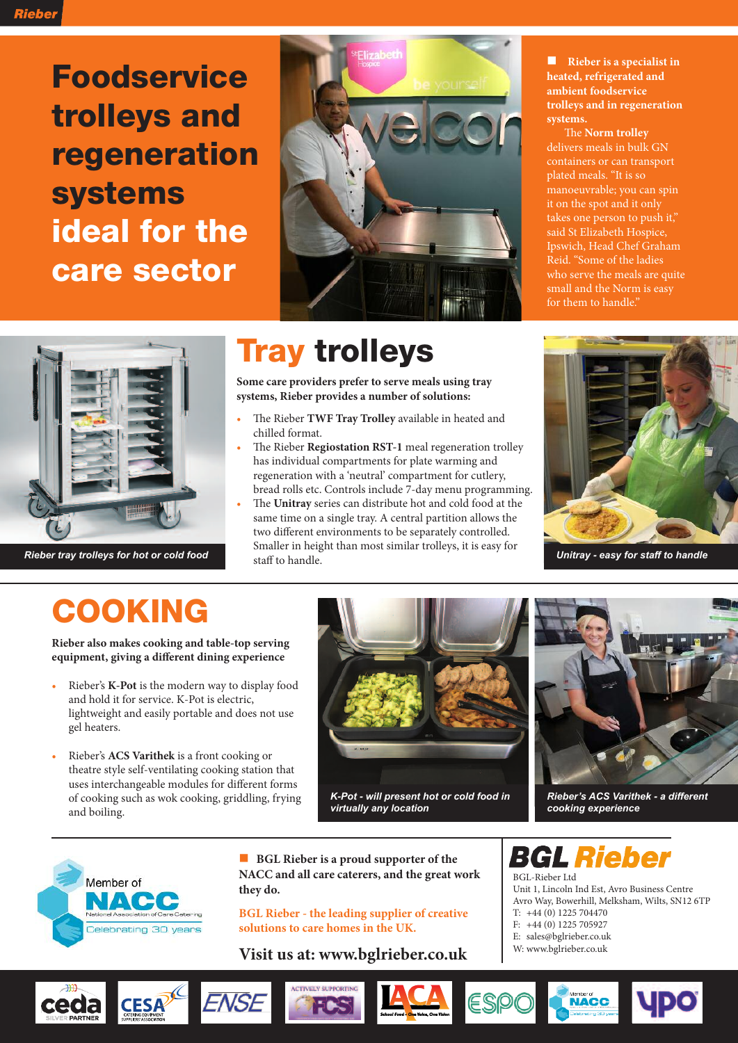# Foodservice trolleys and regeneration systems ideal for the care sector

**Rieber is a specialist in heated, refrigerated and ambient foodservice trolleys and in regeneration systems.**

The **Norm trolley** delivers meals in bulk GN containers or can transport plated meals. "It is so manoeuvrable; you can spin it on the spot and it only takes one person to push it," said St Elizabeth Hospice, Ipswich, Head Chef Graham Reid. "Some of the ladies who serve the meals are quite small and the Norm is easy for them to handle."

## Tray trolleys

**Some care providers prefer to serve meals using tray systems, Rieber provides a number of solutions:**

- The Rieber **TWF Tray Trolley** available in heated and chilled format.
- The Rieber **Regiostation RST-1** meal regeneration trolley has individual compartments for plate warming and regeneration with a 'neutral' compartment for cutlery, bread rolls etc. Controls include 7-day menu programming.
- The **Unitray** series can distribute hot and cold food at the same time on a single tray. A central partition allows the two different environments to be separately controlled. Smaller in height than most similar trolleys, it is easy for staff to handle.

*Rieber tray trolleys for hot or cold food*

*Unitray - easy for staff to handle*

## COOKING

**Rieber also makes cooking and table-top serving equipment, giving a different dining experience**

- Rieber's **K-Pot** is the modern way to display food and hold it for service. K-Pot is electric, lightweight and easily portable and does not use gel heaters.
- Rieber's **ACS Varithek** is a front cooking or theatre style self-ventilating cooking station that uses interchangeable modules for different forms of cooking such as wok cooking, griddling, frying and boiling.

*K-Pot - will present hot or cold food in virtually any location*

*Rieber's ACS Varithek - a different cooking experience*

Member of NACC National Association of Care Catering Celebrating 30 years

**BGL Rieber is a proud supporter of the NACC and all care caterers, and the great work they do.**

**BGL Rieber - the leading supplier of creative solutions to care homes in the UK.**

**Visit us at: www.bglrieber.co.uk**

**BGL Rieber**

BGL-Rieber Ltd
Unit 1, Lincoln Ind Est, Avro Business Centre
Avro Way, Bowerhill, Melksham, Wilts, SN12 6TP
T: +44 (0) 1225 704470
F: +44 (0) 1225 705927
E: sales@bglrieber.co.uk
W: www.bglrieber.co.uk

ceda SILVER PARTNER · CESA CATERING EQUIPMENT SUPPLIERS' ASSOCIATION · ENSE · ACTIVELY SUPPORTING FCSI · LACA School Food - One Voice, One Vision · ESPO · Member of NACC Celebrating 30 years · YPO